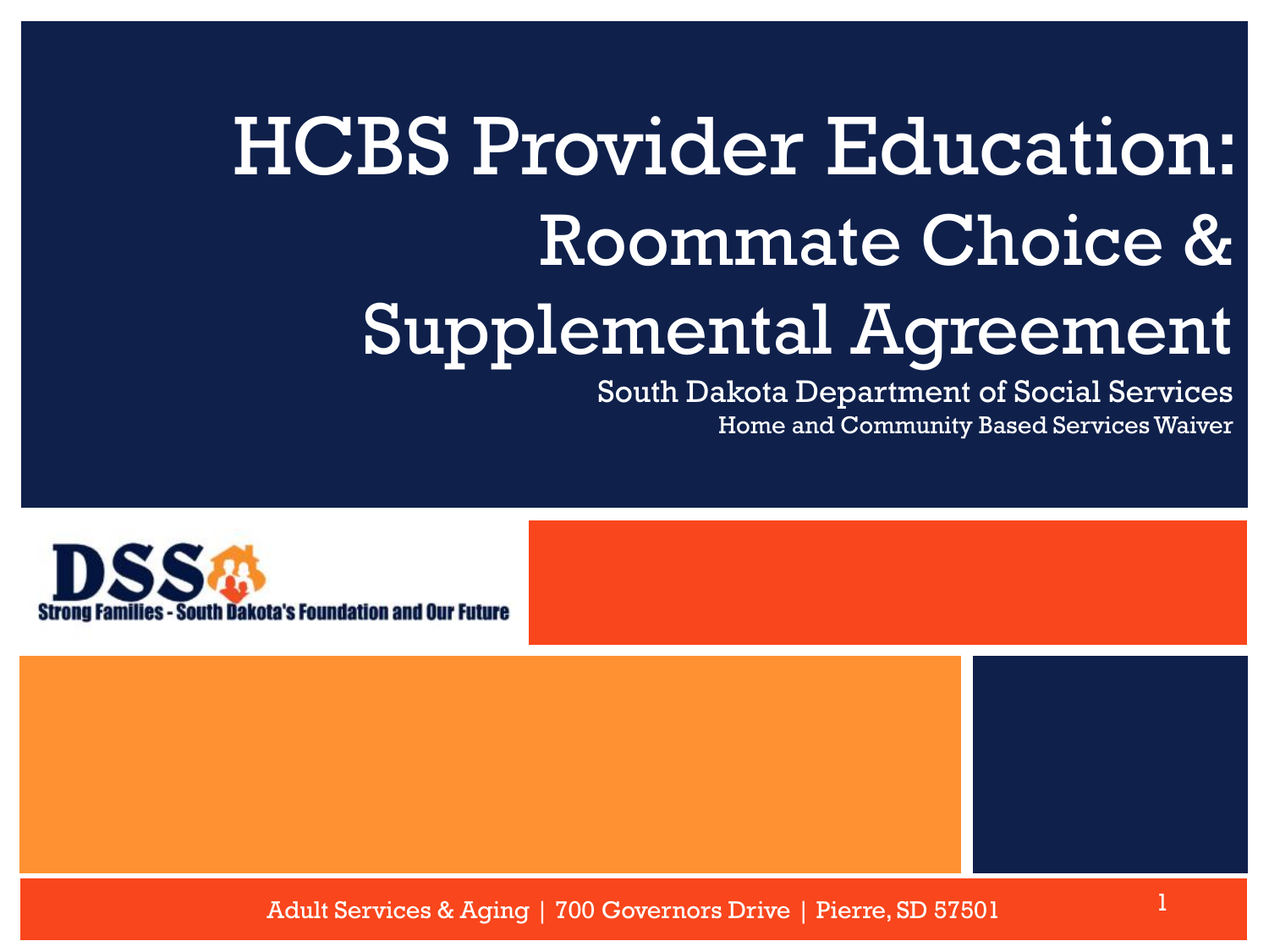# HCBS Provider Education: Roommate Choice & Supplemental Agreement

South Dakota Department of Social Services

Home and Community Based Services Waiver

DSS

Strong Families - South Dakota's Foundation and Our Future

Adult Services & Aging | 700 Governors Drive | Pierre, SD 57501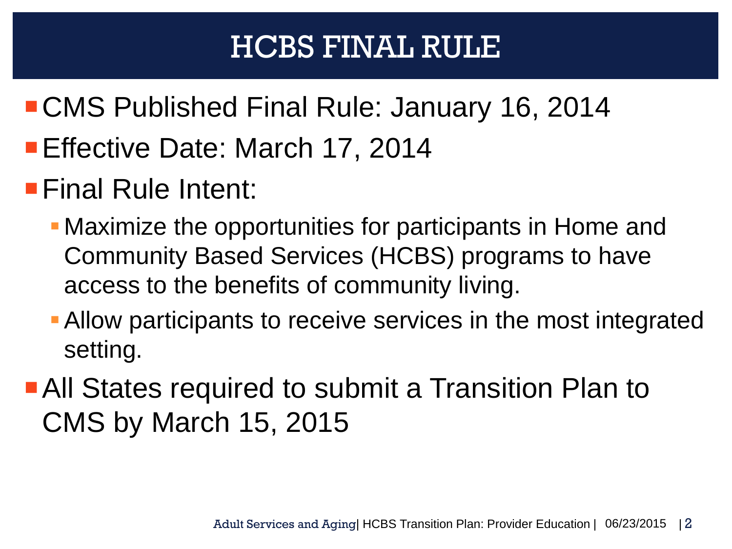# HCBS FINAL RULE

- CMS Published Final Rule: January 16, 2014
- Effective Date: March 17, 2014
- Final Rule Intent:
  - Maximize the opportunities for participants in Home and Community Based Services (HCBS) programs to have access to the benefits of community living.
  - Allow participants to receive services in the most integrated setting.
- All States required to submit a Transition Plan to CMS by March 15, 2015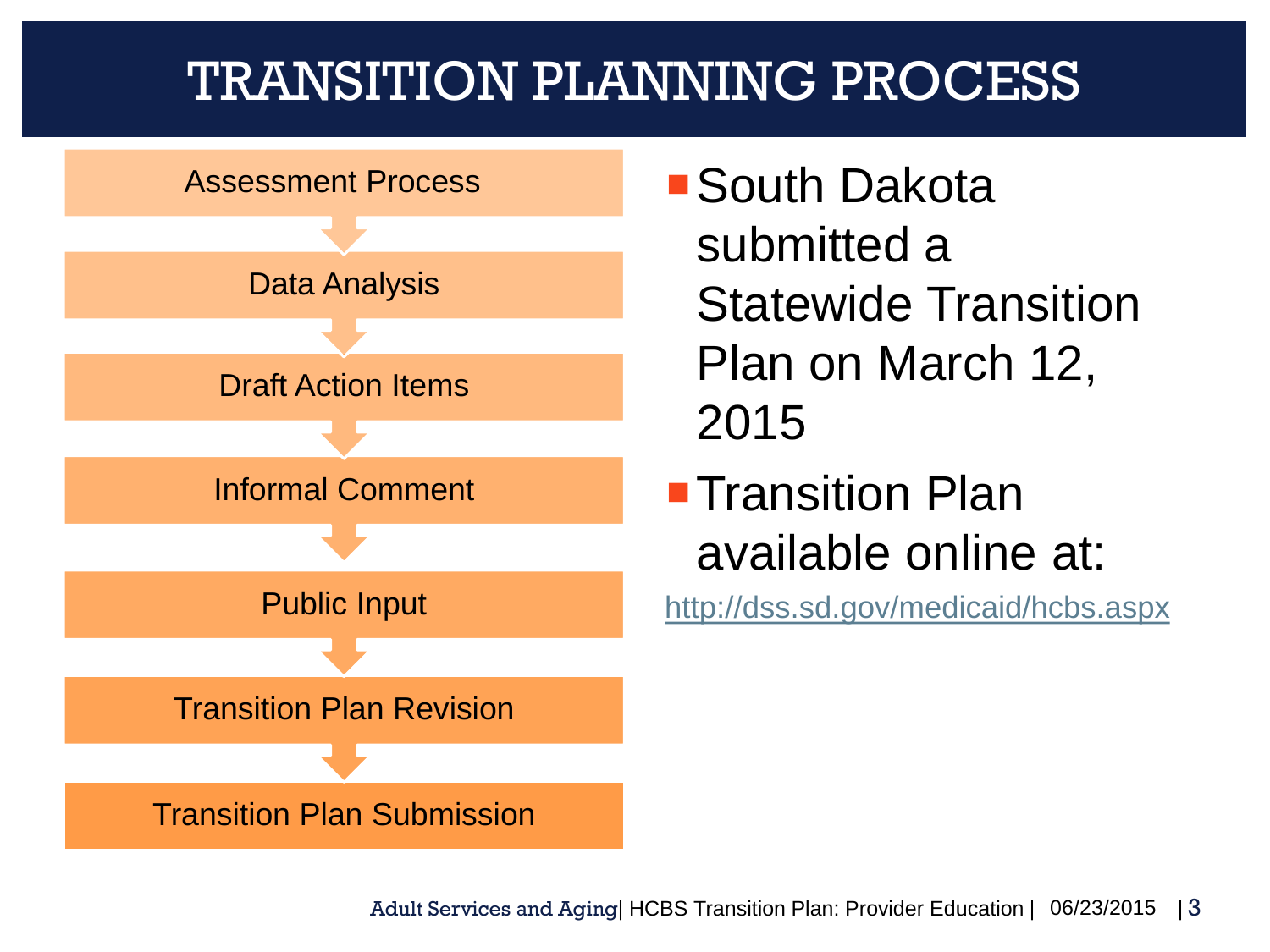# TRANSITION PLANNING PROCESS

- Assessment Process
- Data Analysis
- Draft Action Items
- Informal Comment
- Public Input
- Transition Plan Revision
- Transition Plan Submission

---

- South Dakota submitted a Statewide Transition Plan on March 12, 2015
- Transition Plan available online at:

http://dss.sd.gov/medicaid/hcbs.aspx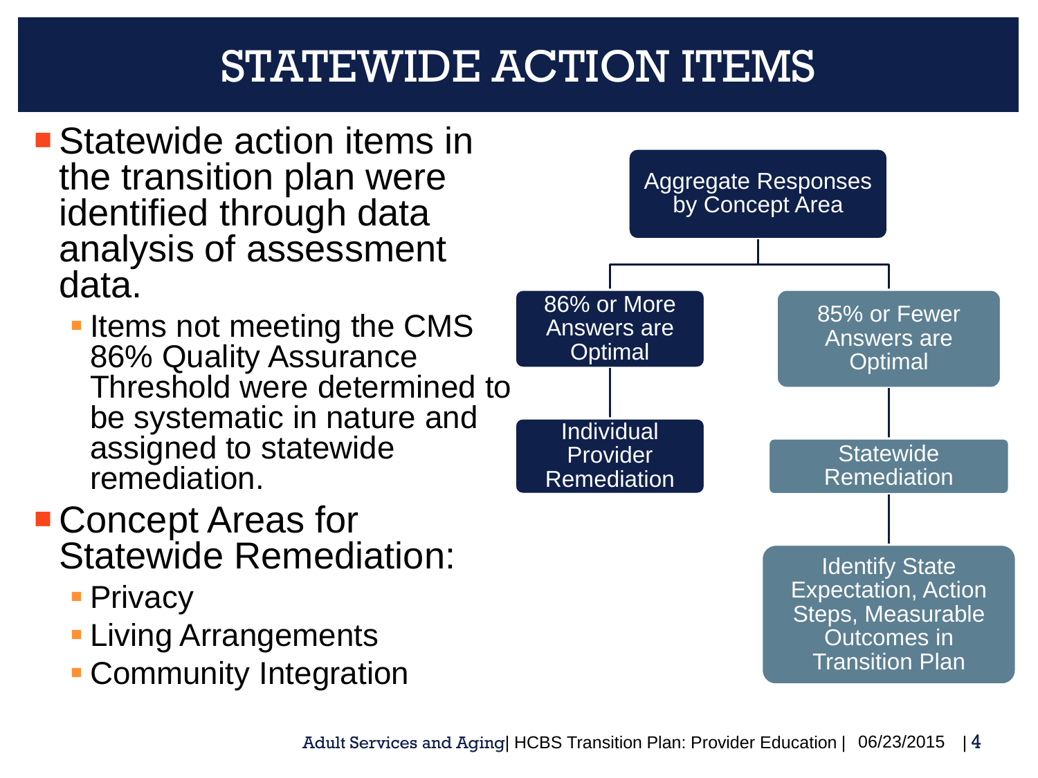# STATEWIDE ACTION ITEMS

- Statewide action items in the transition plan were identified through data analysis of assessment data.
  - Items not meeting the CMS 86% Quality Assurance Threshold were determined to be systematic in nature and assigned to statewide remediation.
- Concept Areas for Statewide Remediation:
  - Privacy
  - Living Arrangements
  - Community Integration

Aggregate Responses by Concept Area

- 86% or More Answers are Optimal
  - Individual Provider Remediation
- 85% or Fewer Answers are Optimal
  - Statewide Remediation
    - Identify State Expectation, Action Steps, Measurable Outcomes in Transition Plan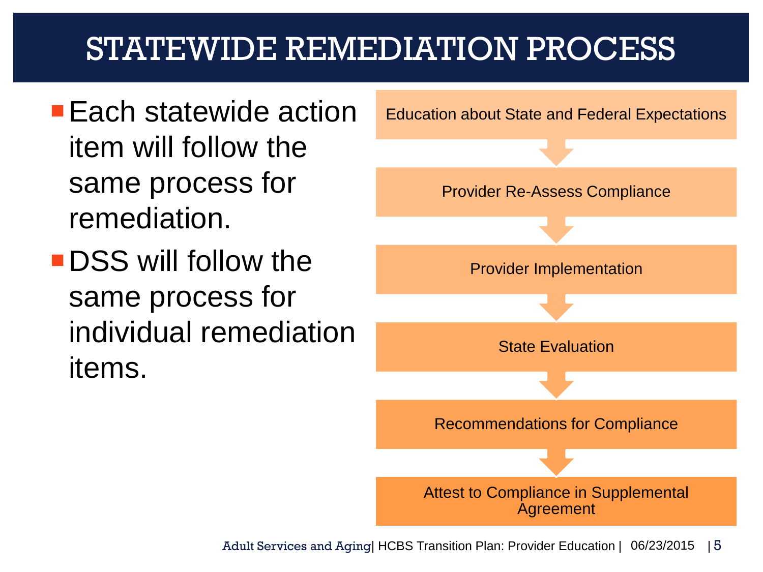# STATEWIDE REMEDIATION PROCESS

- Each statewide action item will follow the same process for remediation.
- DSS will follow the same process for individual remediation items.

1. Education about State and Federal Expectations
2. Provider Re-Assess Compliance
3. Provider Implementation
4. State Evaluation
5. Recommendations for Compliance
6. Attest to Compliance in Supplemental Agreement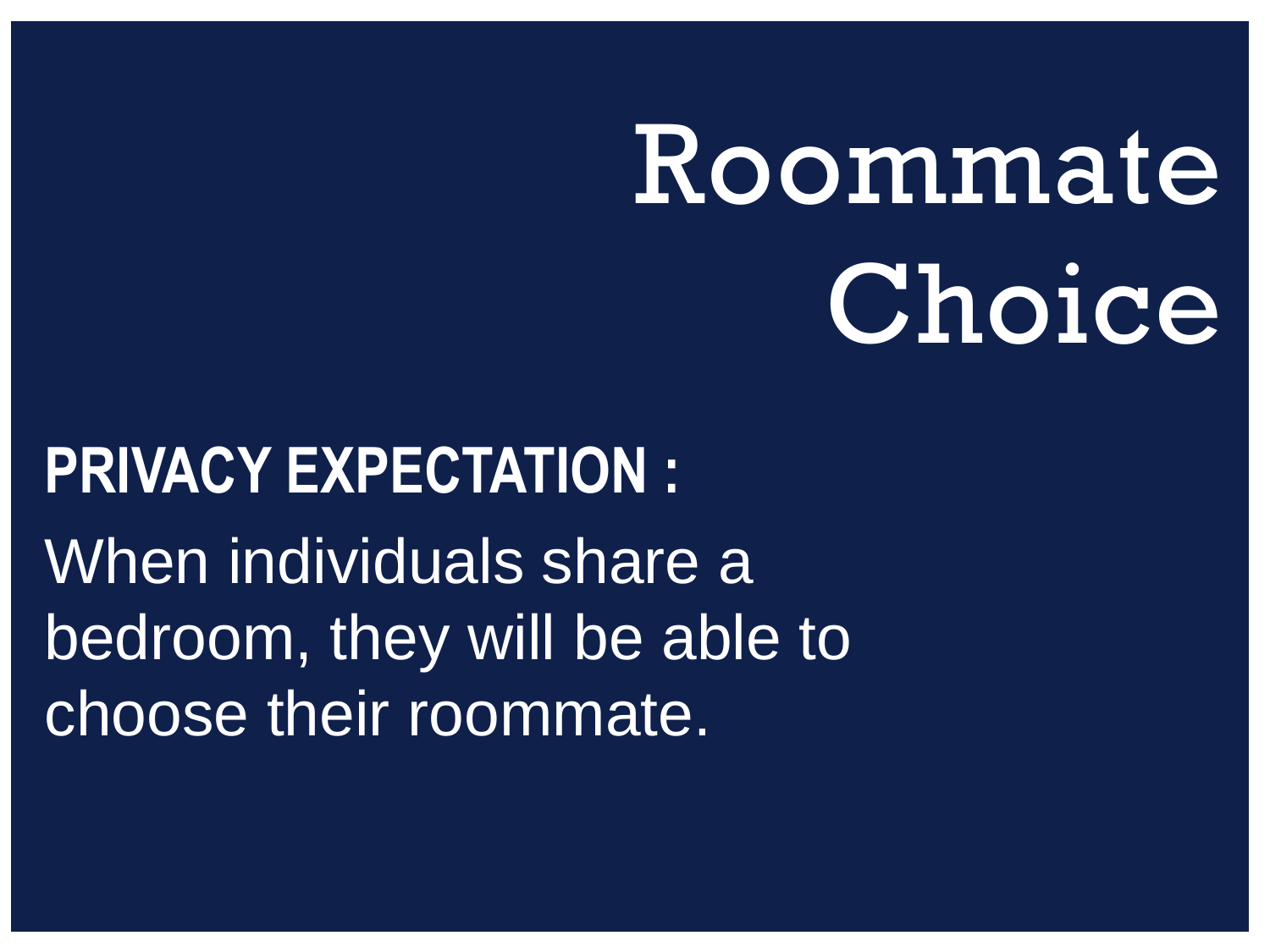# Roommate Choice

**PRIVACY EXPECTATION :**

When individuals share a bedroom, they will be able to choose their roommate.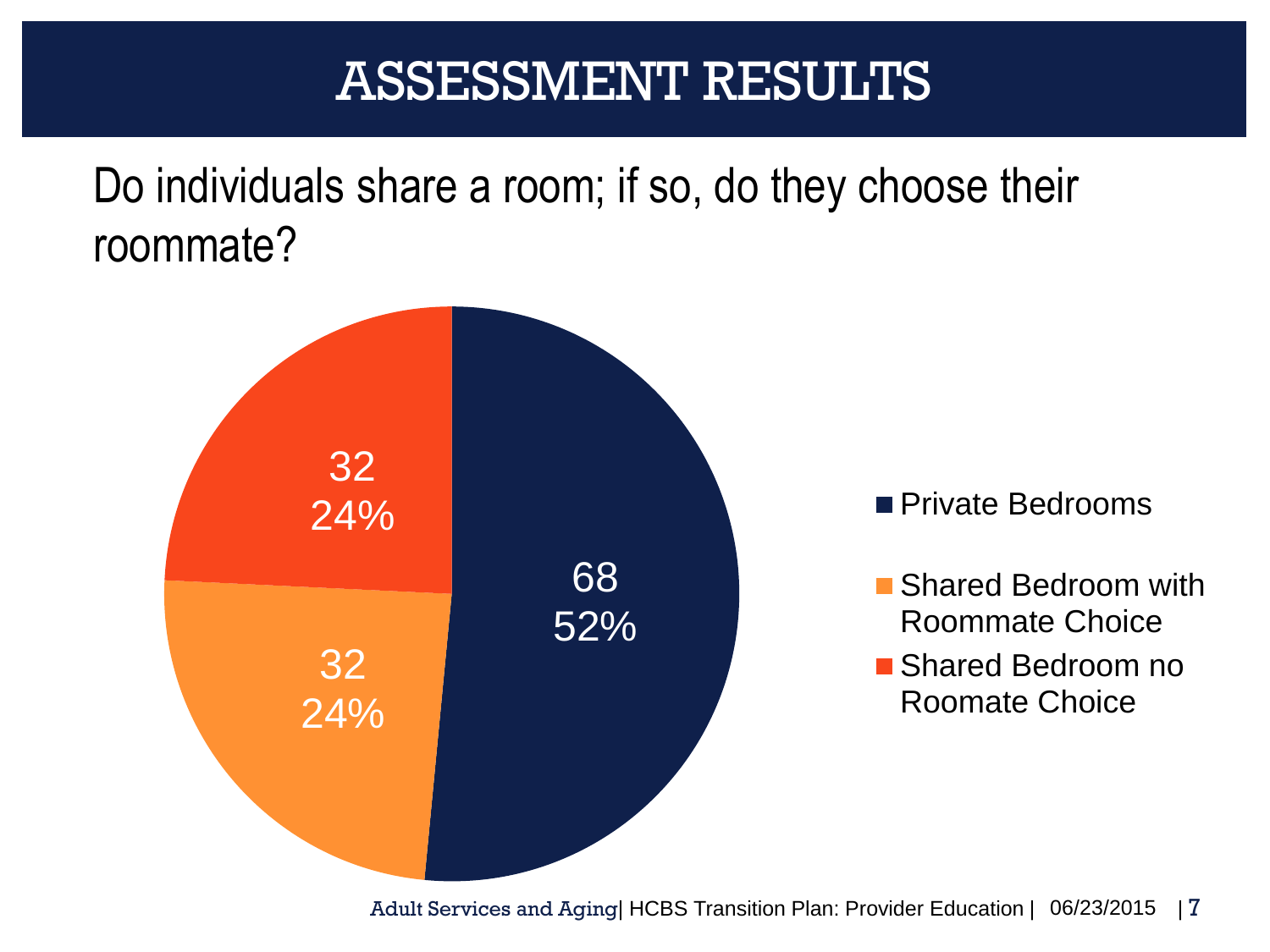# ASSESSMENT RESULTS

Do individuals share a room; if so, do they choose their roommate?

| Category | Count | Percent |
|---|---|---|
| Private Bedrooms | 68 | 52% |
| Shared Bedroom with Roommate Choice | 32 | 24% |
| Shared Bedroom no Roomate Choice | 32 | 24% |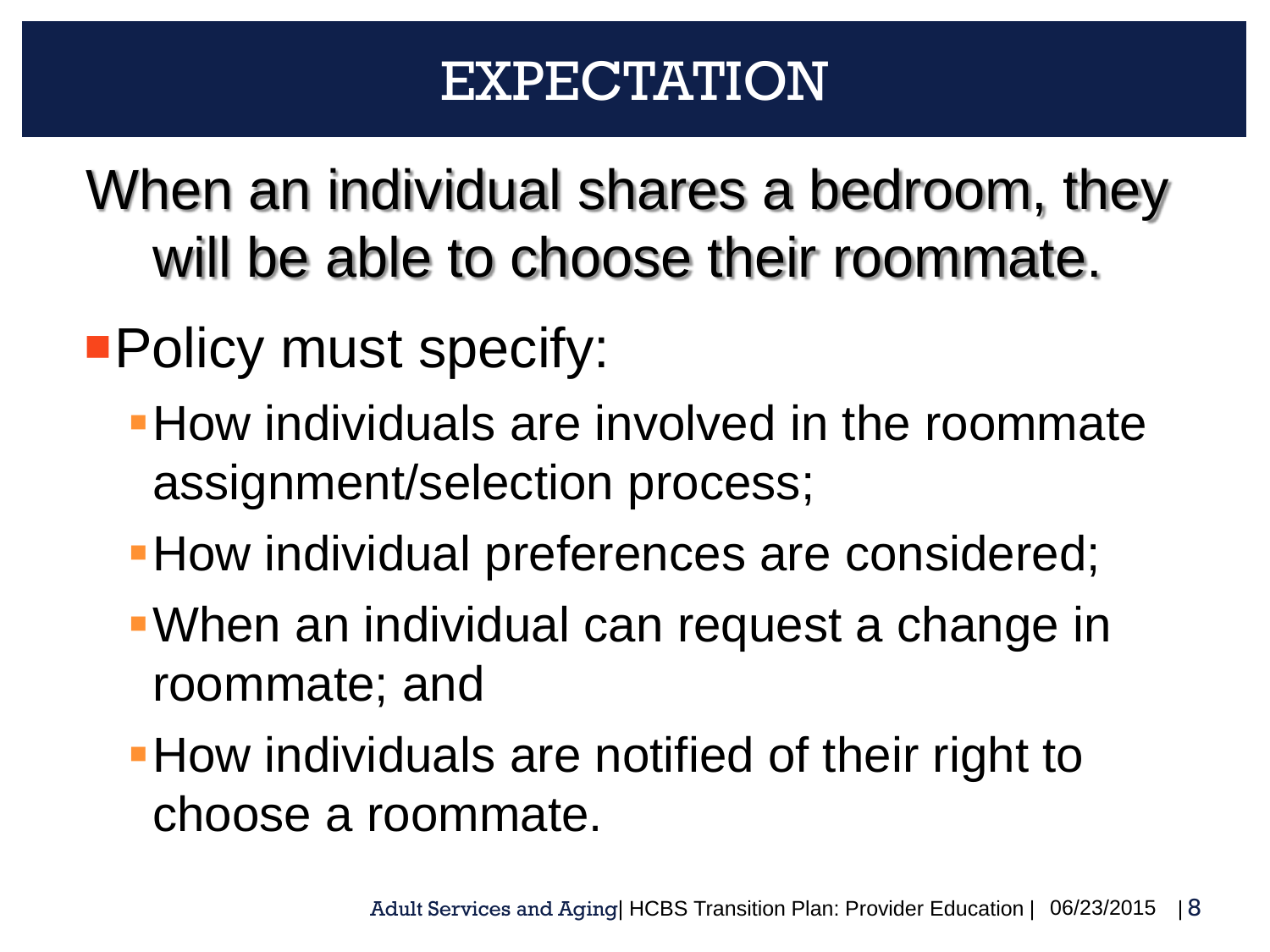# EXPECTATION

When an individual shares a bedroom, they will be able to choose their roommate.

- Policy must specify:
  - How individuals are involved in the roommate assignment/selection process;
  - How individual preferences are considered;
  - When an individual can request a change in roommate; and
  - How individuals are notified of their right to choose a roommate.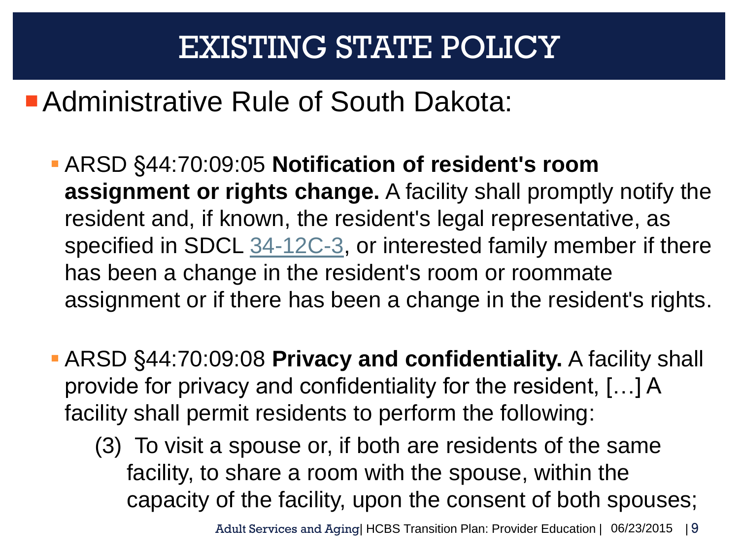# EXISTING STATE POLICY

- Administrative Rule of South Dakota:
  - ARSD §44:70:09:05 **Notification of resident's room assignment or rights change.** A facility shall promptly notify the resident and, if known, the resident's legal representative, as specified in SDCL 34-12C-3, or interested family member if there has been a change in the resident's room or roommate assignment or if there has been a change in the resident's rights.
  - ARSD §44:70:09:08 **Privacy and confidentiality.** A facility shall provide for privacy and confidentiality for the resident, […] A facility shall permit residents to perform the following:

    (3) To visit a spouse or, if both are residents of the same facility, to share a room with the spouse, within the capacity of the facility, upon the consent of both spouses;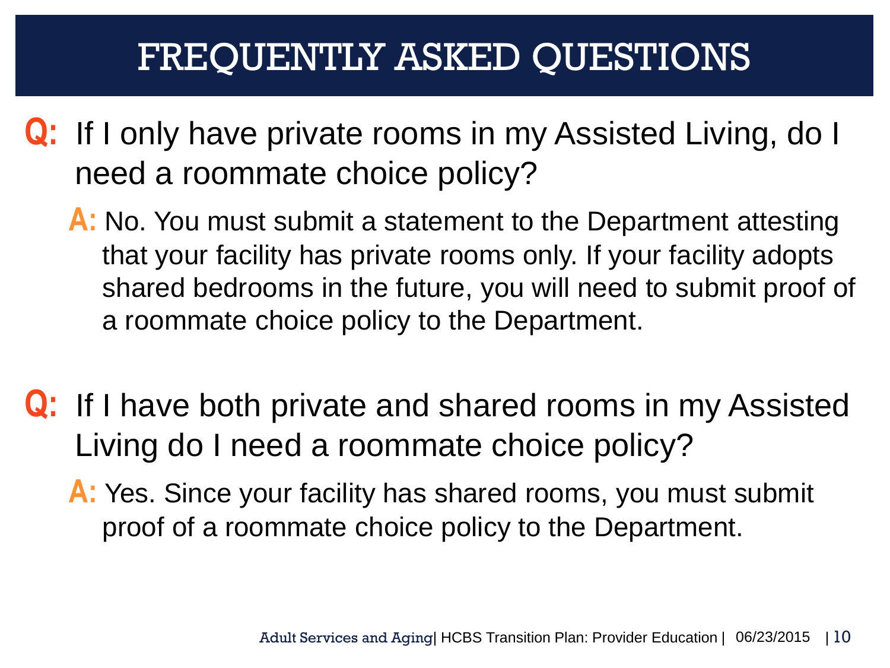# FREQUENTLY ASKED QUESTIONS

**Q:** If I only have private rooms in my Assisted Living, do I need a roommate choice policy?

**A:** No. You must submit a statement to the Department attesting that your facility has private rooms only. If your facility adopts shared bedrooms in the future, you will need to submit proof of a roommate choice policy to the Department.

**Q:** If I have both private and shared rooms in my Assisted Living do I need a roommate choice policy?

**A:** Yes. Since your facility has shared rooms, you must submit proof of a roommate choice policy to the Department.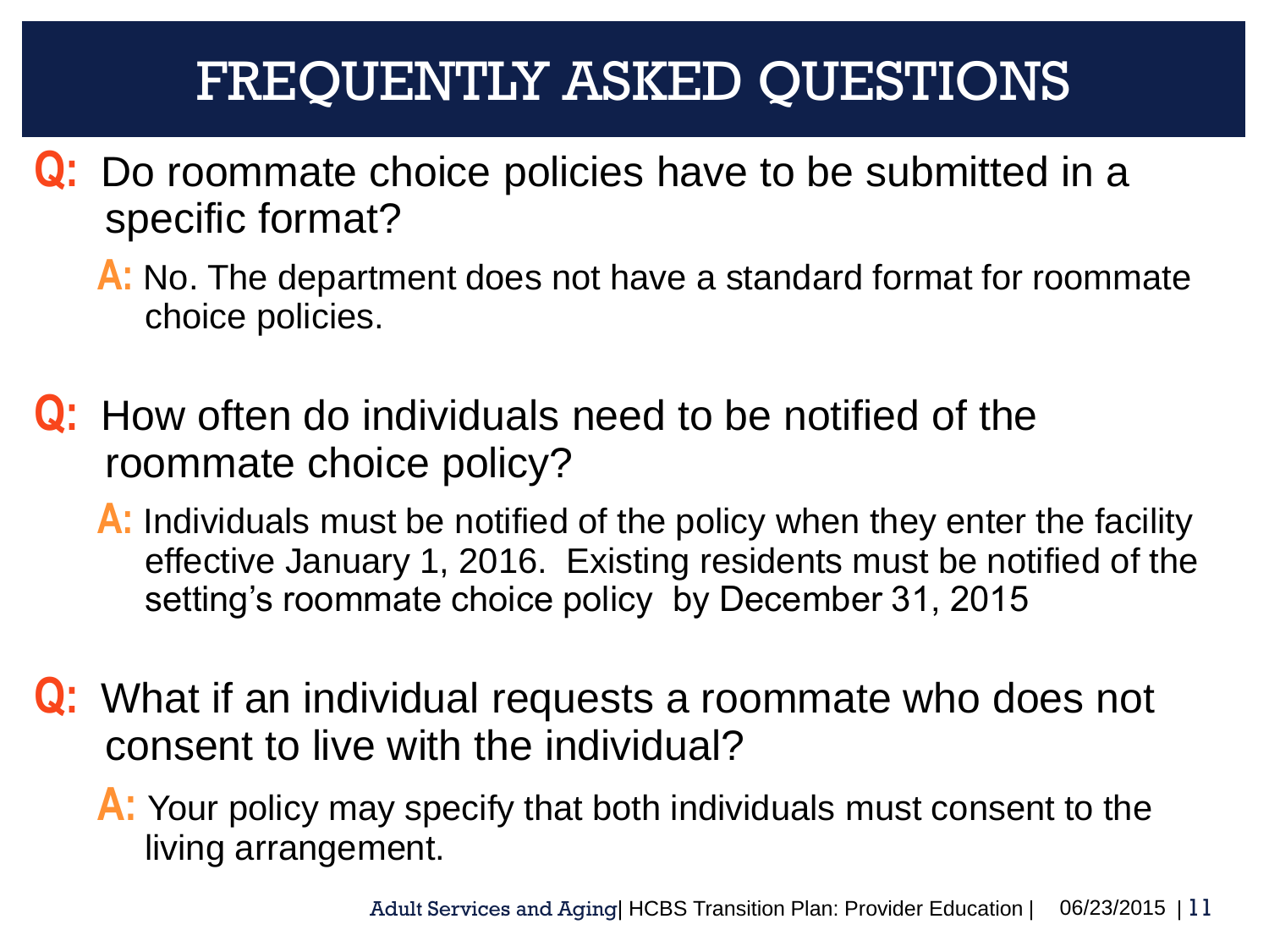# FREQUENTLY ASKED QUESTIONS

**Q:** Do roommate choice policies have to be submitted in a specific format?

**A:** No. The department does not have a standard format for roommate choice policies.

**Q:** How often do individuals need to be notified of the roommate choice policy?

**A:** Individuals must be notified of the policy when they enter the facility effective January 1, 2016. Existing residents must be notified of the setting's roommate choice policy by December 31, 2015

**Q:** What if an individual requests a roommate who does not consent to live with the individual?

**A:** Your policy may specify that both individuals must consent to the living arrangement.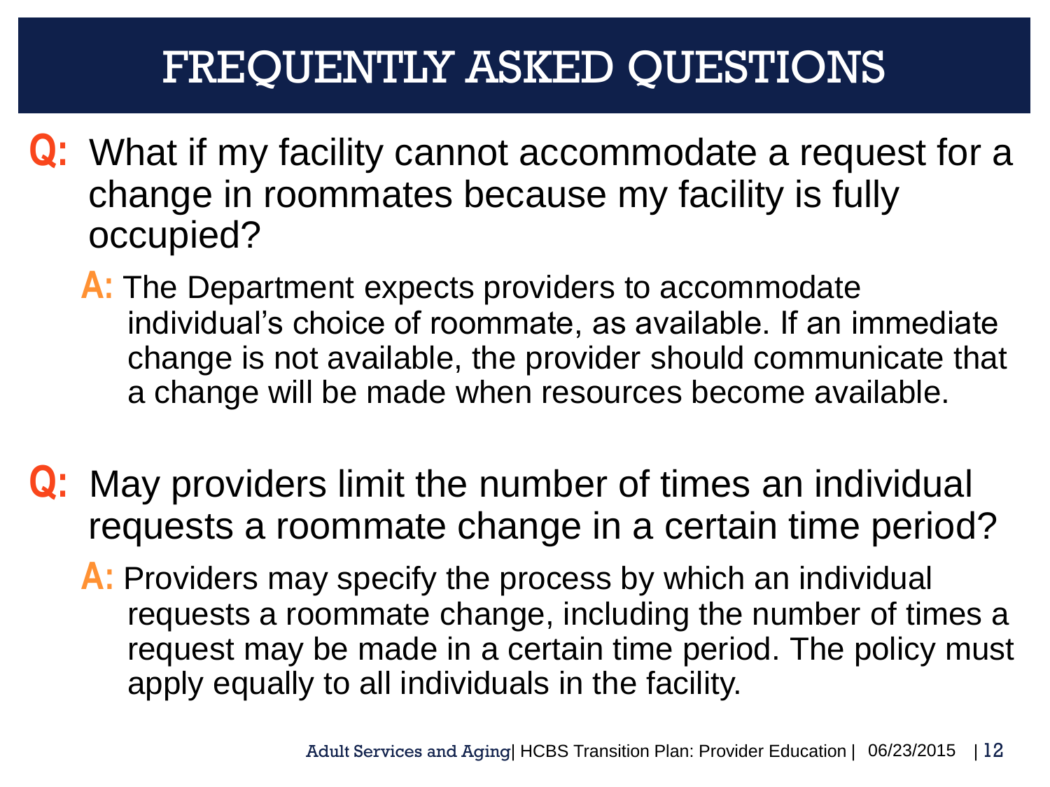# FREQUENTLY ASKED QUESTIONS

**Q:** What if my facility cannot accommodate a request for a change in roommates because my facility is fully occupied?

**A:** The Department expects providers to accommodate individual's choice of roommate, as available. If an immediate change is not available, the provider should communicate that a change will be made when resources become available.

**Q:** May providers limit the number of times an individual requests a roommate change in a certain time period?

**A:** Providers may specify the process by which an individual requests a roommate change, including the number of times a request may be made in a certain time period. The policy must apply equally to all individuals in the facility.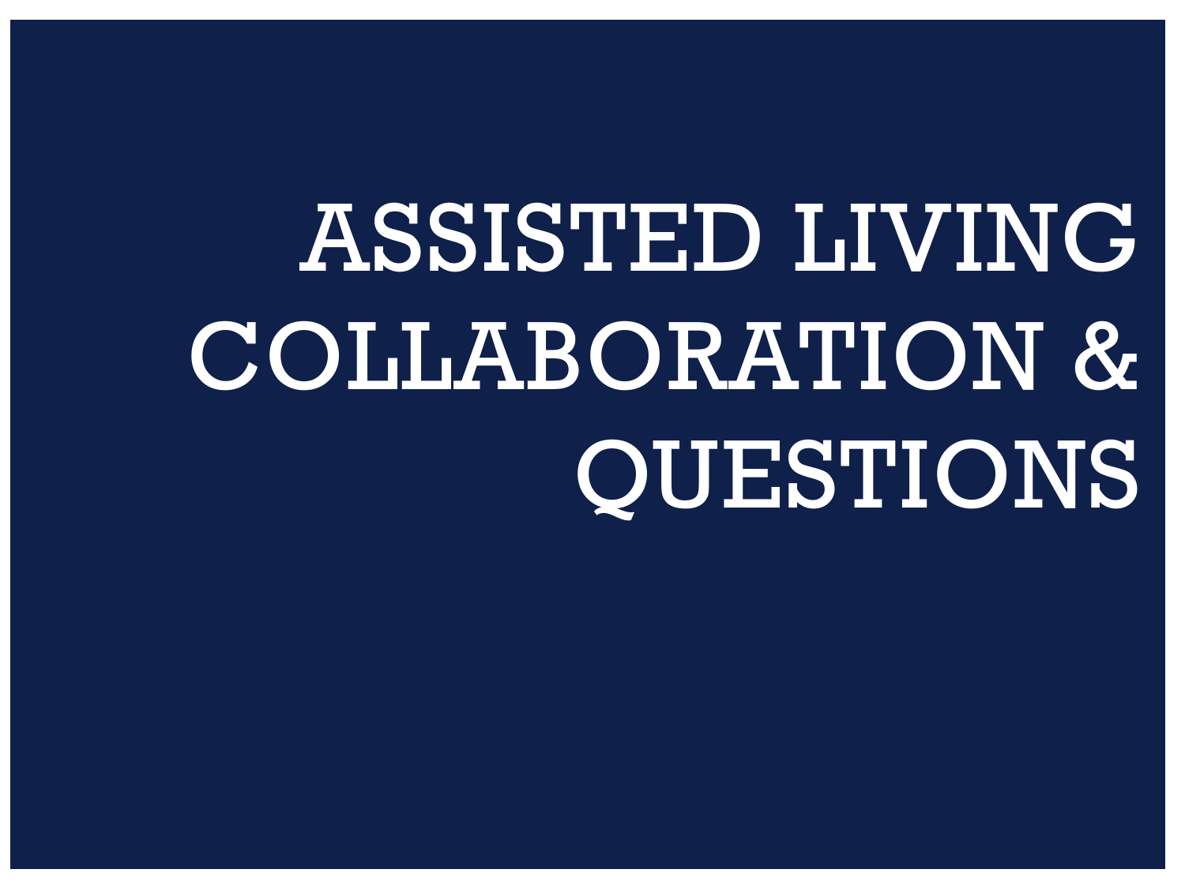# ASSISTED LIVING COLLABORATION & QUESTIONS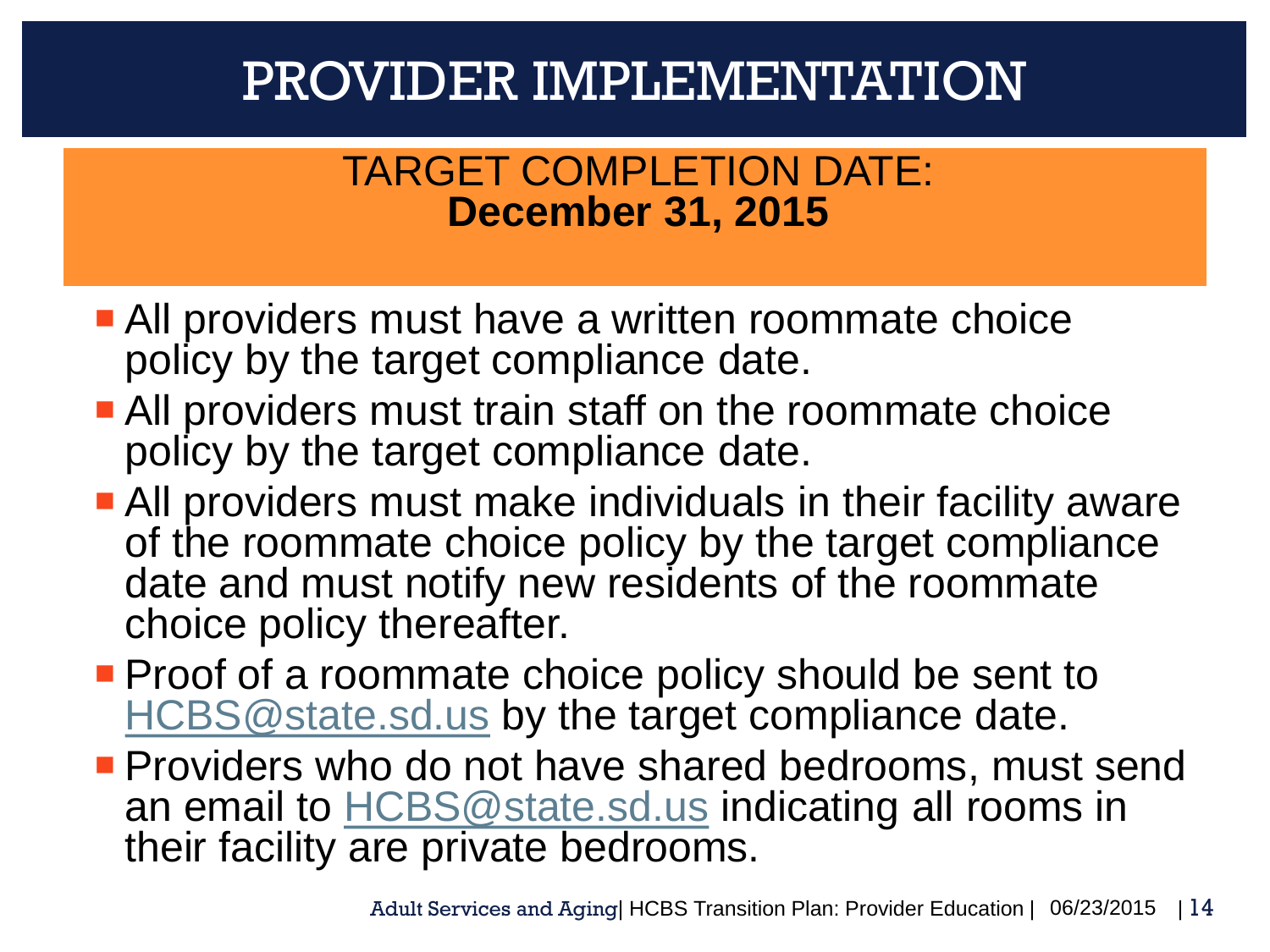# PROVIDER IMPLEMENTATION

TARGET COMPLETION DATE:
**December 31, 2015**

- All providers must have a written roommate choice policy by the target compliance date.
- All providers must train staff on the roommate choice policy by the target compliance date.
- All providers must make individuals in their facility aware of the roommate choice policy by the target compliance date and must notify new residents of the roommate choice policy thereafter.
- Proof of a roommate choice policy should be sent to HCBS@state.sd.us by the target compliance date.
- Providers who do not have shared bedrooms, must send an email to HCBS@state.sd.us indicating all rooms in their facility are private bedrooms.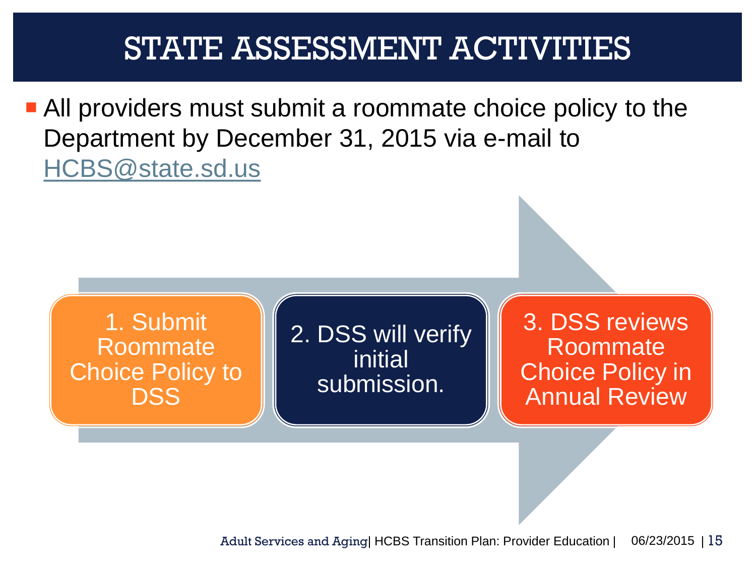# STATE ASSESSMENT ACTIVITIES

- All providers must submit a roommate choice policy to the Department by December 31, 2015 via e-mail to HCBS@state.sd.us

1. Submit Roommate Choice Policy to DSS
2. DSS will verify initial submission.
3. DSS reviews Roommate Choice Policy in Annual Review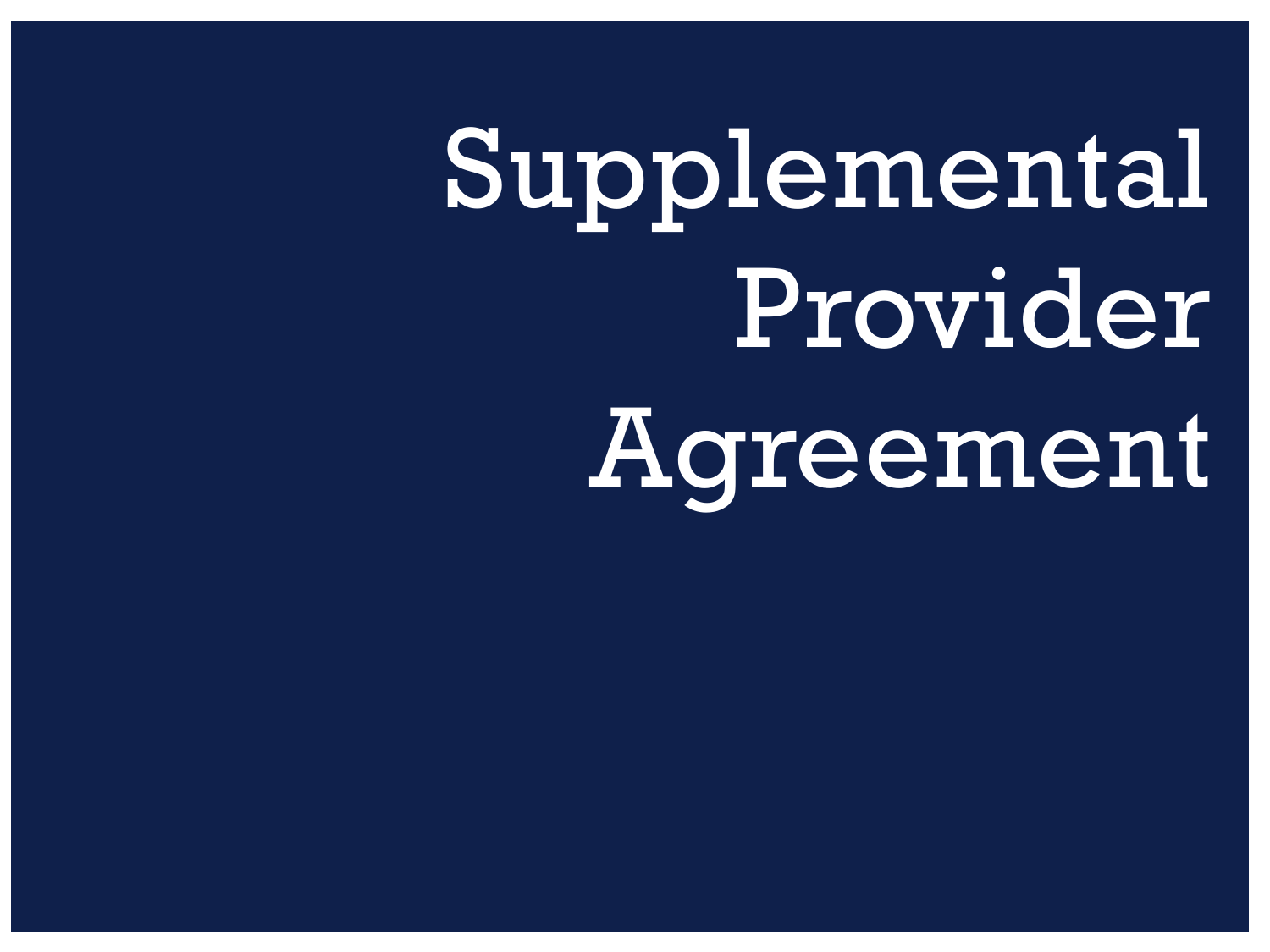# Supplemental Provider Agreement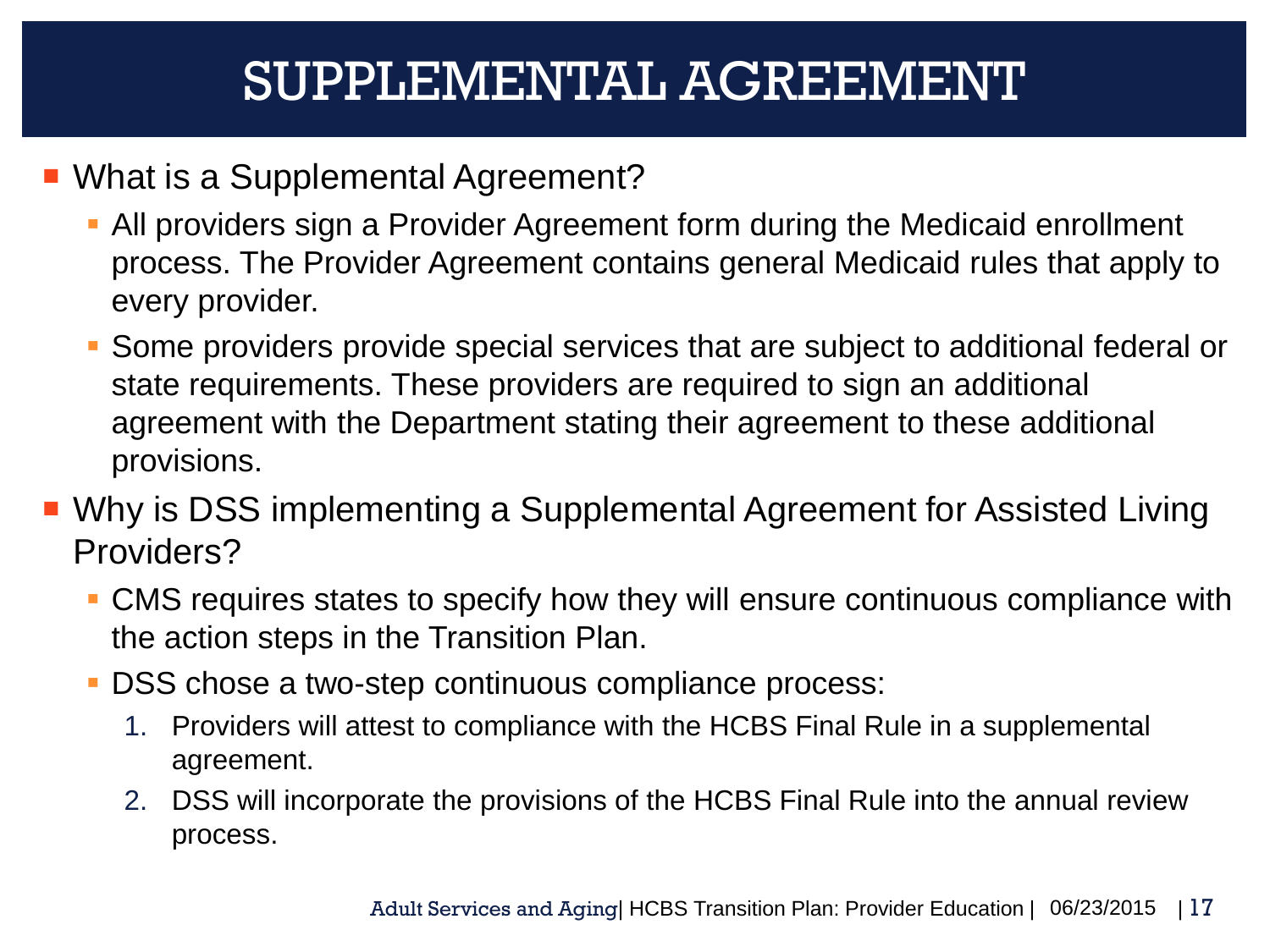# SUPPLEMENTAL AGREEMENT

- What is a Supplemental Agreement?
  - All providers sign a Provider Agreement form during the Medicaid enrollment process. The Provider Agreement contains general Medicaid rules that apply to every provider.
  - Some providers provide special services that are subject to additional federal or state requirements. These providers are required to sign an additional agreement with the Department stating their agreement to these additional provisions.
- Why is DSS implementing a Supplemental Agreement for Assisted Living Providers?
  - CMS requires states to specify how they will ensure continuous compliance with the action steps in the Transition Plan.
  - DSS chose a two-step continuous compliance process:
    1. Providers will attest to compliance with the HCBS Final Rule in a supplemental agreement.
    2. DSS will incorporate the provisions of the HCBS Final Rule into the annual review process.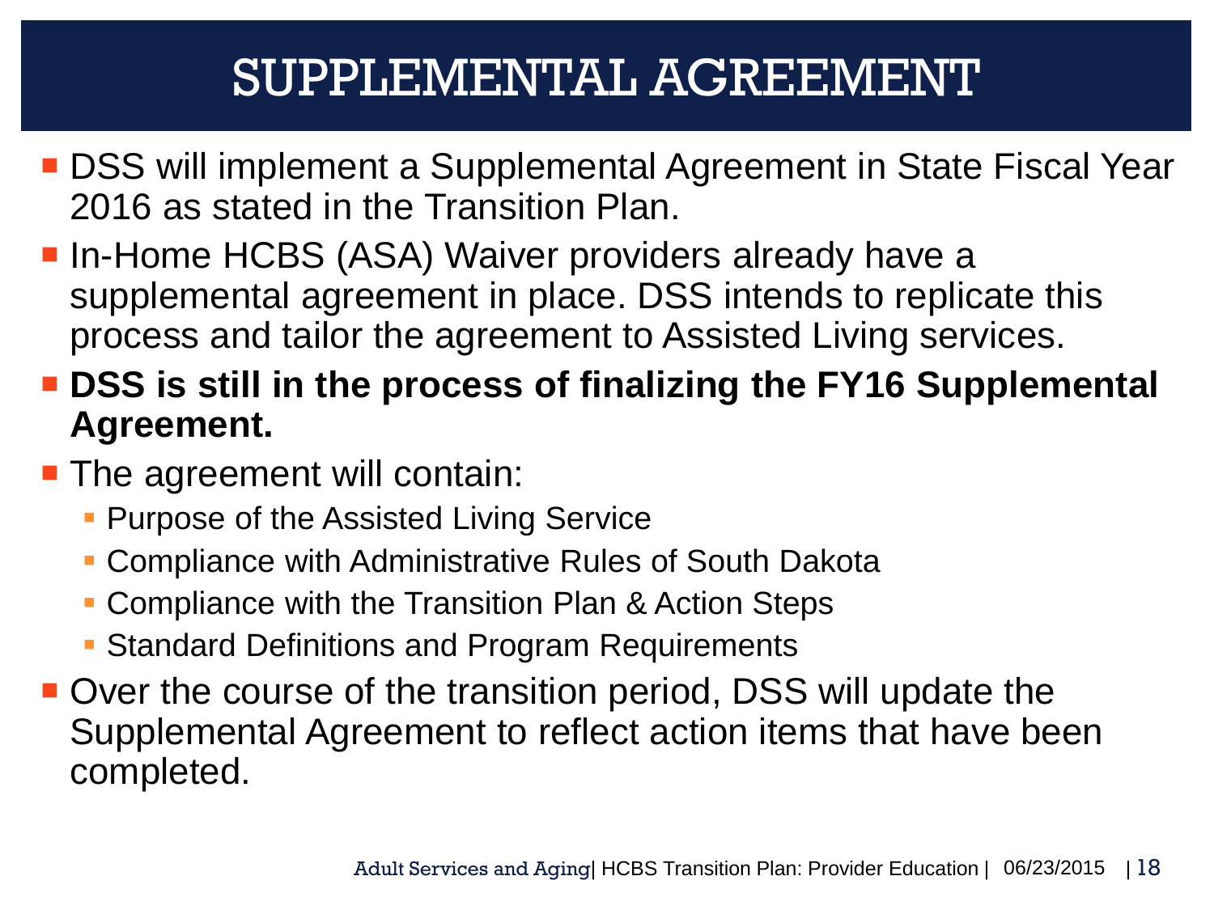# SUPPLEMENTAL AGREEMENT

- DSS will implement a Supplemental Agreement in State Fiscal Year 2016 as stated in the Transition Plan.
- In-Home HCBS (ASA) Waiver providers already have a supplemental agreement in place. DSS intends to replicate this process and tailor the agreement to Assisted Living services.
- **DSS is still in the process of finalizing the FY16 Supplemental Agreement.**
- The agreement will contain:
  - Purpose of the Assisted Living Service
  - Compliance with Administrative Rules of South Dakota
  - Compliance with the Transition Plan & Action Steps
  - Standard Definitions and Program Requirements
- Over the course of the transition period, DSS will update the Supplemental Agreement to reflect action items that have been completed.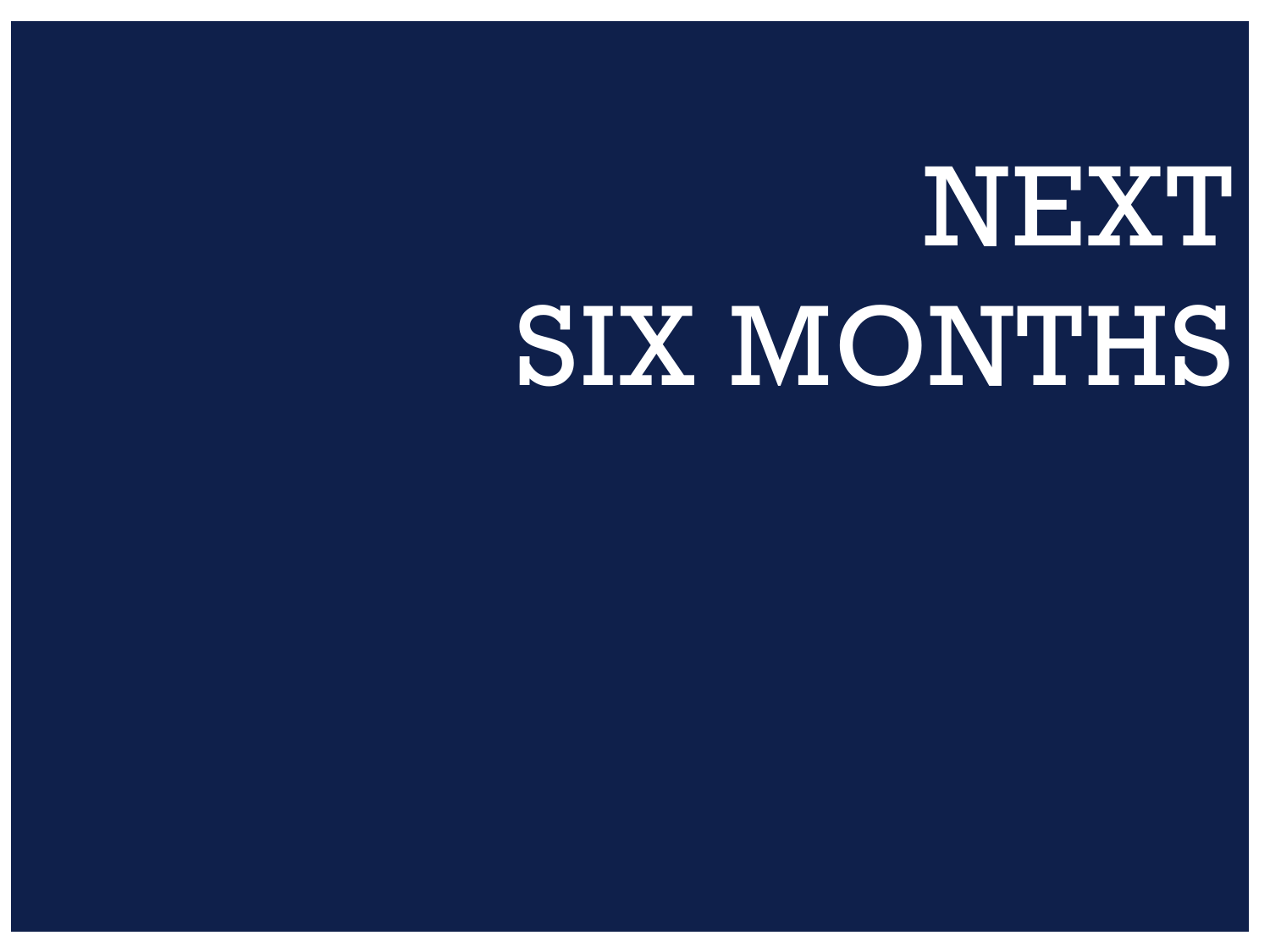# NEXT SIX MONTHS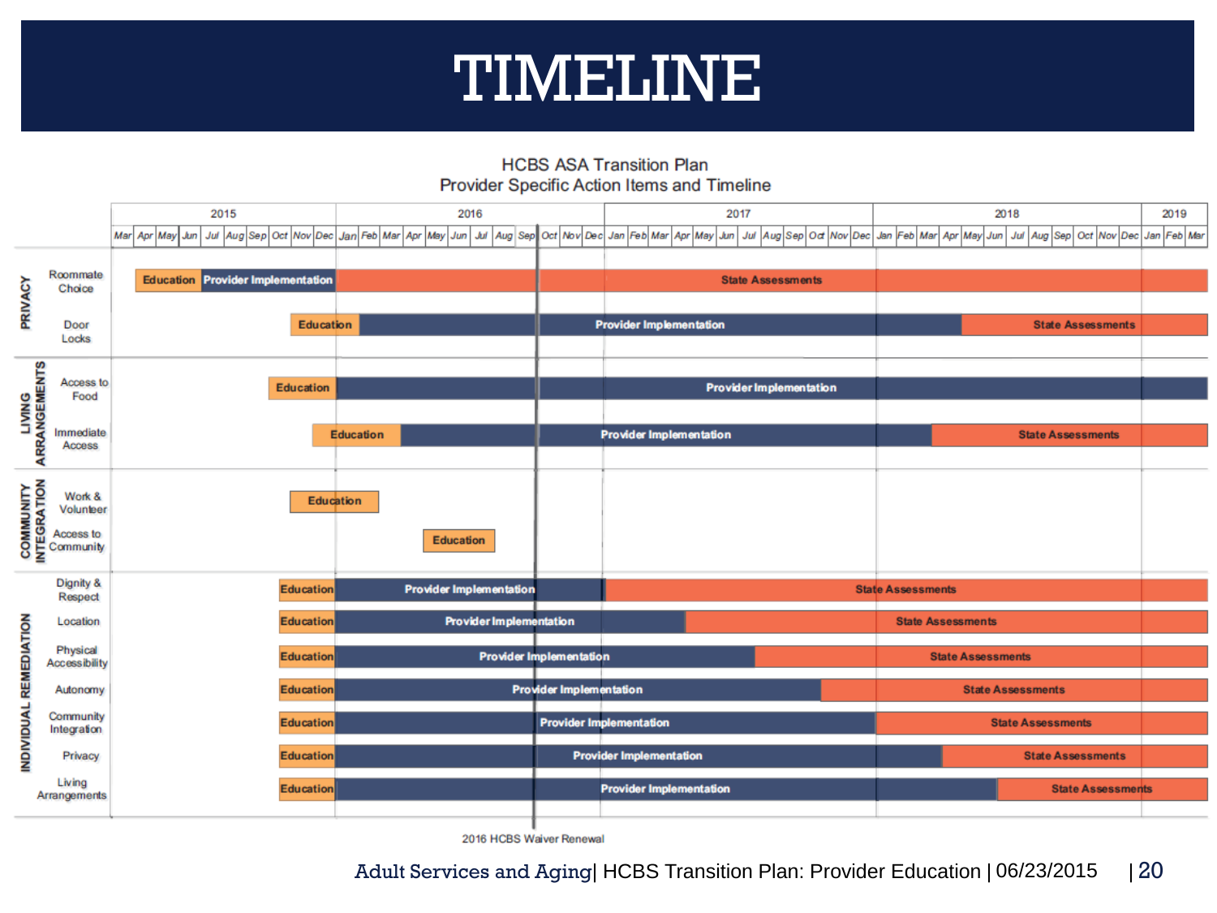# TIMELINE

## HCBS ASA Transition Plan
## Provider Specific Action Items and Timeline

| Category | Item | Timeline |
|---|---|---|
| PRIVACY | Roommate Choice | Education (Apr–Jun 2015); Provider Implementation (Jun–Dec 2015); State Assessments (Jan 2016–Mar 2019) |
| PRIVACY | Door Locks | Education (Oct–Dec 2015); Provider Implementation (Jan 2016–Apr 2018); State Assessments (Apr 2018–Mar 2019) |
| LIVING ARRANGEMENTS | Access to Food | Education (Sep–Dec 2015); Provider Implementation (Jan 2016–Mar 2019) |
| LIVING ARRANGEMENTS | Immediate Access | Education (Nov 2015–Feb 2016); Provider Implementation (Feb 2016–Mar 2018); State Assessments (Mar 2018–Mar 2019) |
| COMMUNITY INTEGRATION | Work & Volunteer | Education (Oct 2015–Jan 2016) |
| COMMUNITY INTEGRATION | Access to Community | Education (Apr–Jul 2016) |
| INDIVIDUAL REMEDIATION | Dignity & Respect | Education (Sep–Dec 2015); Provider Implementation (Jan–Dec 2016); State Assessments (Jan 2017–Mar 2019) |
| INDIVIDUAL REMEDIATION | Location | Education (Sep–Dec 2015); Provider Implementation (Jan 2016–Apr 2017); State Assessments (Apr 2017–Mar 2019) |
| INDIVIDUAL REMEDIATION | Physical Accessibility | Education (Sep–Dec 2015); Provider Implementation (Jan 2016–Jul 2017); State Assessments (Jul 2017–Mar 2019) |
| INDIVIDUAL REMEDIATION | Autonomy | Education (Sep–Dec 2015); Provider Implementation (Jan 2016–Oct 2017); State Assessments (Oct 2017–Mar 2019) |
| INDIVIDUAL REMEDIATION | Community Integration | Education (Sep–Dec 2015); Provider Implementation (Jan 2016–Dec 2017); State Assessments (Jan 2018–Mar 2019) |
| INDIVIDUAL REMEDIATION | Privacy | Education (Sep–Dec 2015); Provider Implementation (Jan 2016–Mar 2018); State Assessments (Mar 2018–Mar 2019) |
| INDIVIDUAL REMEDIATION | Living Arrangements | Education (Sep–Dec 2015); Provider Implementation (Jan 2016–Jun 2018); State Assessments (Jun 2018–Mar 2019) |

2016 HCBS Waiver Renewal

Adult Services and Aging| HCBS Transition Plan: Provider Education | 06/23/2015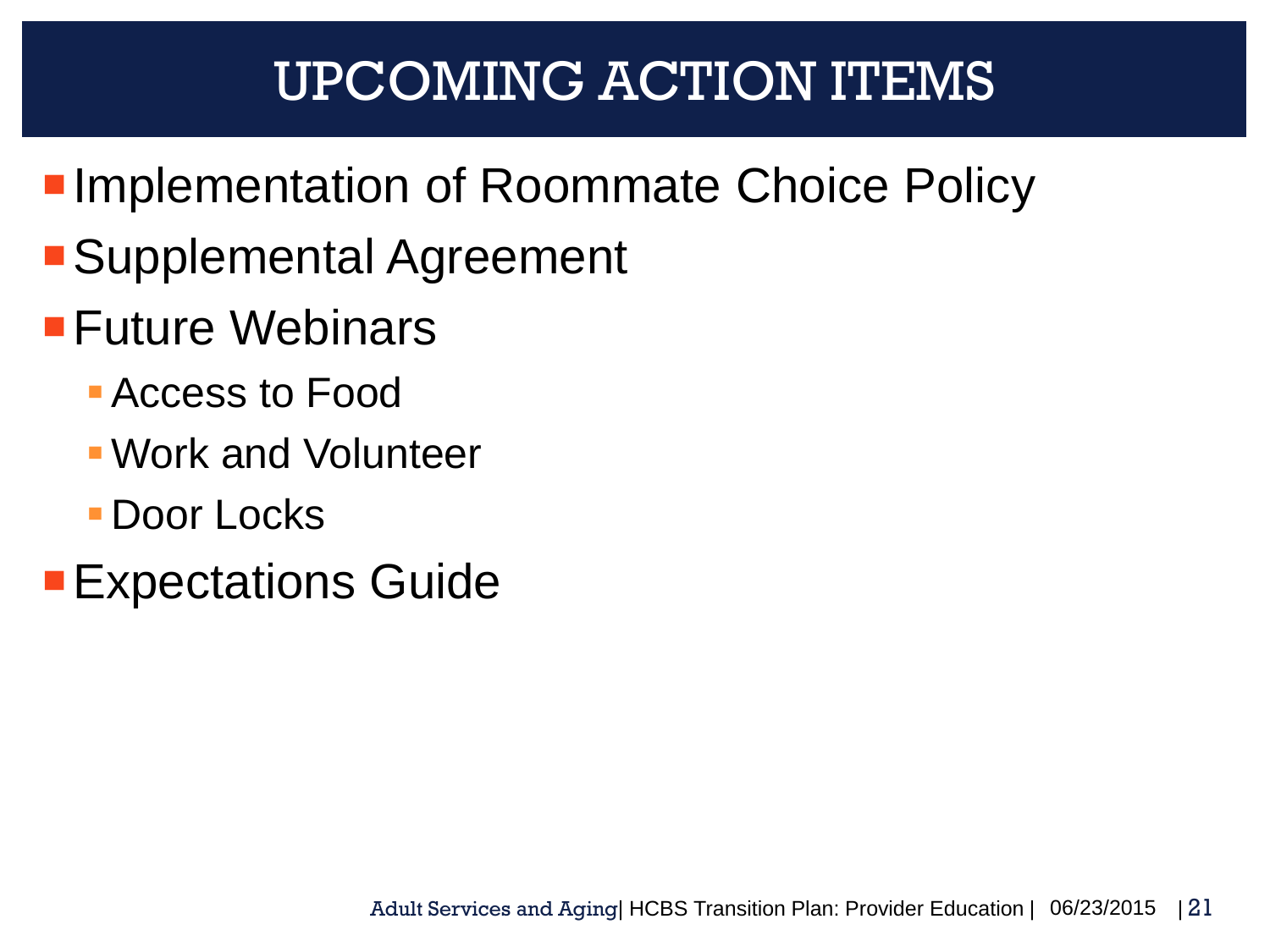# UPCOMING ACTION ITEMS

- Implementation of Roommate Choice Policy
- Supplemental Agreement
- Future Webinars
  - Access to Food
  - Work and Volunteer
  - Door Locks
- Expectations Guide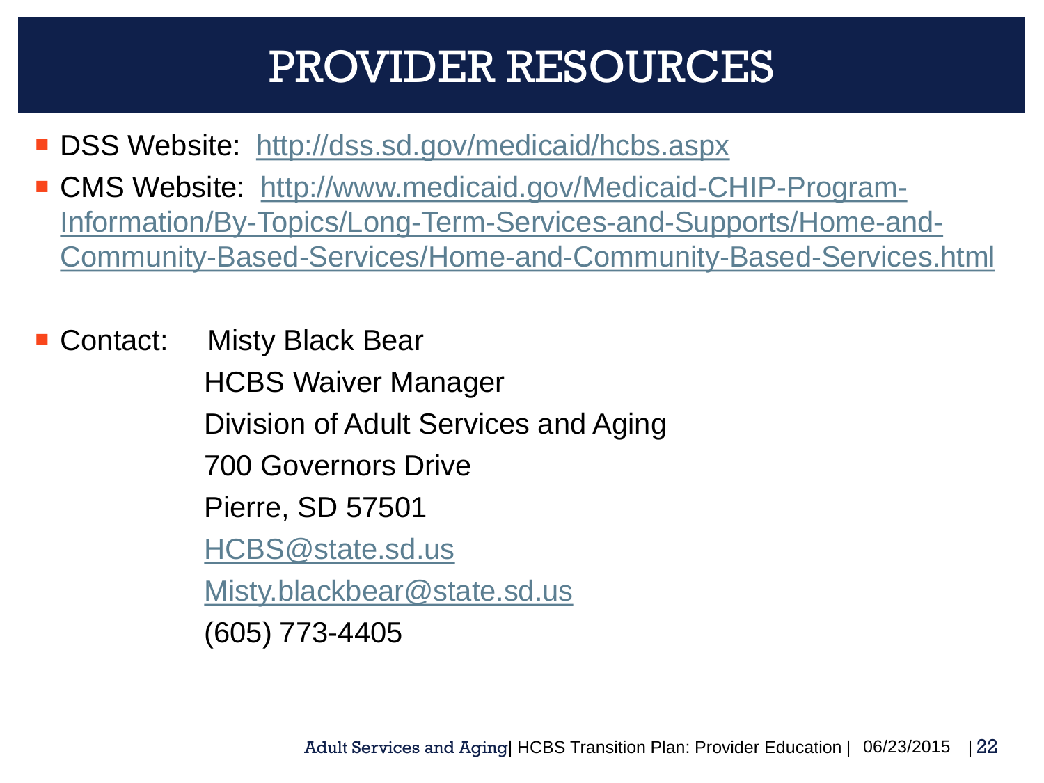# PROVIDER RESOURCES

- DSS Website: http://dss.sd.gov/medicaid/hcbs.aspx
- CMS Website: http://www.medicaid.gov/Medicaid-CHIP-Program-Information/By-Topics/Long-Term-Services-and-Supports/Home-and-Community-Based-Services/Home-and-Community-Based-Services.html

- Contact: Misty Black Bear
  HCBS Waiver Manager
  Division of Adult Services and Aging
  700 Governors Drive
  Pierre, SD 57501
  HCBS@state.sd.us
  Misty.blackbear@state.sd.us
  (605) 773-4405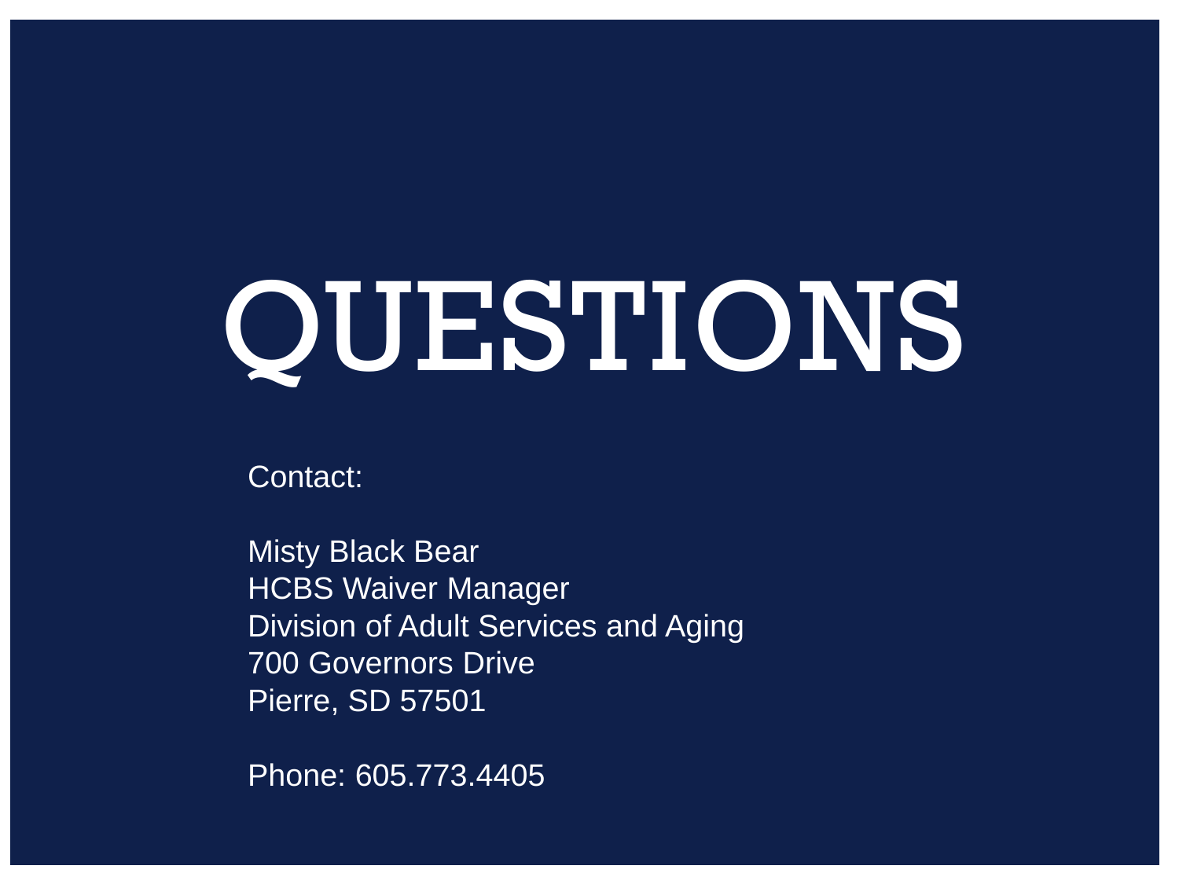# QUESTIONS

Contact:

Misty Black Bear
HCBS Waiver Manager
Division of Adult Services and Aging
700 Governors Drive
Pierre, SD 57501

Phone: 605.773.4405